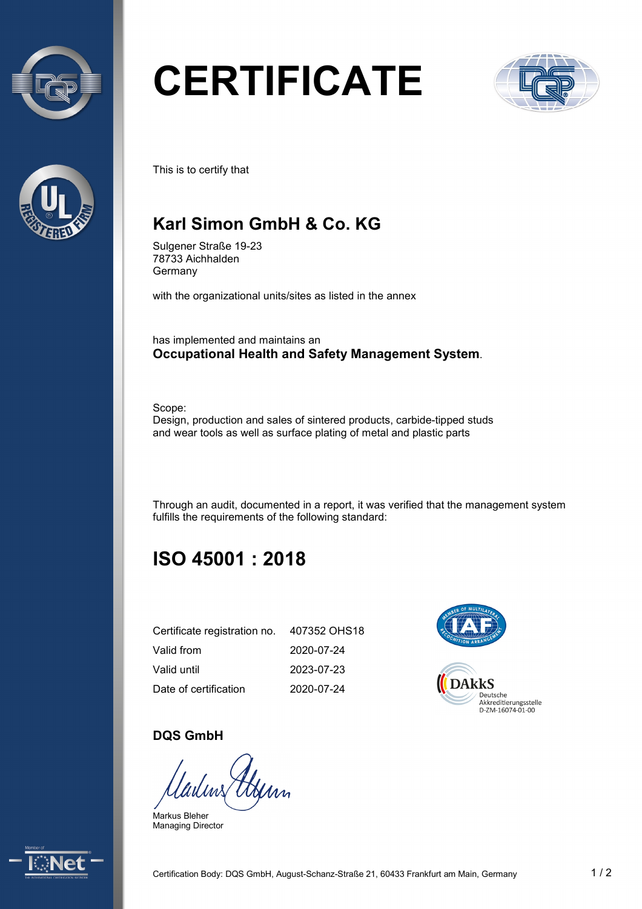# CERTIFICATE

This is to certify that

## Karl Simon GmbH & Co. KG

Sulgener Straße 19-23
78733 Aichhalden
Germany

with the organizational units/sites as listed in the annex

has implemented and maintains an
**Occupational Health and Safety Management System**.

Scope:
Design, production and sales of sintered products, carbide-tipped studs and wear tools as well as surface plating of metal and plastic parts

Through an audit, documented in a report, it was verified that the management system fulfills the requirements of the following standard:

## ISO 45001 : 2018

| | |
|---|---|
| Certificate registration no. | 407352 OHS18 |
| Valid from | 2020-07-24 |
| Valid until | 2023-07-23 |
| Date of certification | 2020-07-24 |

DAkkS
Deutsche Akkreditierungsstelle
D-ZM-16074-01-00

**DQS GmbH**

Markus Bleher
Managing Director

Certification Body: DQS GmbH, August-Schanz-Straße 21, 60433 Frankfurt am Main, Germany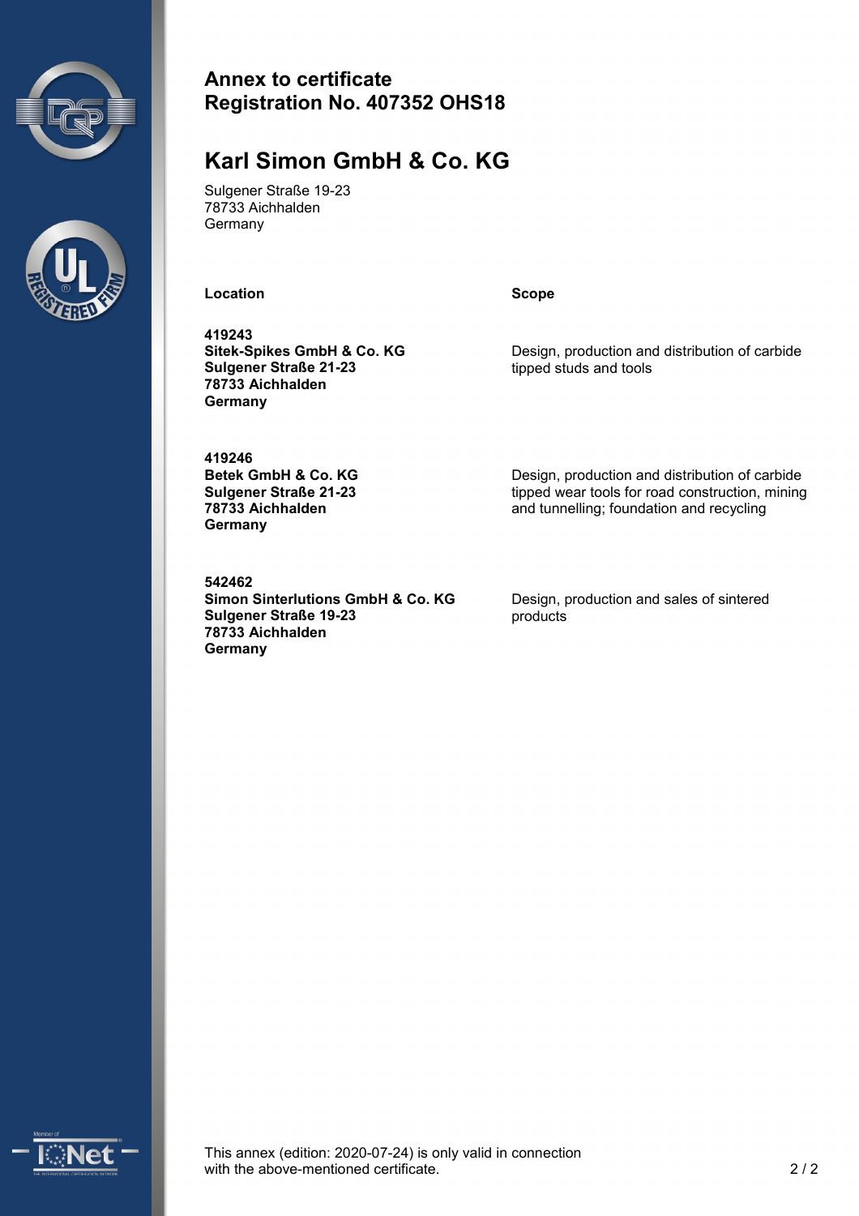## Annex to certificate
## Registration No. 407352 OHS18

# Karl Simon GmbH & Co. KG

Sulgener Straße 19-23
78733 Aichhalden
Germany

| Location | Scope |
|---|---|
| **419243**<br>**Sitek-Spikes GmbH & Co. KG**<br>**Sulgener Straße 21-23**<br>**78733 Aichhalden**<br>**Germany** | Design, production and distribution of carbide tipped studs and tools |
| **419246**<br>**Betek GmbH & Co. KG**<br>**Sulgener Straße 21-23**<br>**78733 Aichhalden**<br>**Germany** | Design, production and distribution of carbide tipped wear tools for road construction, mining and tunnelling; foundation and recycling |
| **542462**<br>**Simon Sinterlutions GmbH & Co. KG**<br>**Sulgener Straße 19-23**<br>**78733 Aichhalden**<br>**Germany** | Design, production and sales of sintered products |

This annex (edition: 2020-07-24) is only valid in connection with the above-mentioned certificate.